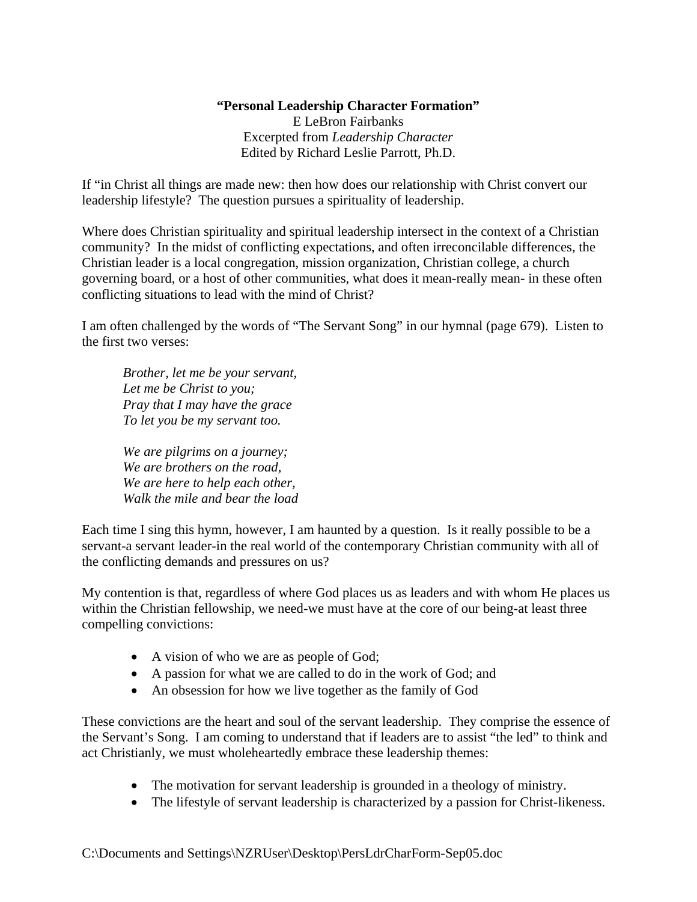**"Personal Leadership Character Formation"**
E LeBron Fairbanks
Excerpted from *Leadership Character*
Edited by Richard Leslie Parrott, Ph.D.

If "in Christ all things are made new: then how does our relationship with Christ convert our leadership lifestyle? The question pursues a spirituality of leadership.

Where does Christian spirituality and spiritual leadership intersect in the context of a Christian community? In the midst of conflicting expectations, and often irreconcilable differences, the Christian leader is a local congregation, mission organization, Christian college, a church governing board, or a host of other communities, what does it mean-really mean- in these often conflicting situations to lead with the mind of Christ?

I am often challenged by the words of "The Servant Song" in our hymnal (page 679). Listen to the first two verses:

> *Brother, let me be your servant,*
> *Let me be Christ to you;*
> *Pray that I may have the grace*
> *To let you be my servant too.*
>
> *We are pilgrims on a journey;*
> *We are brothers on the road,*
> *We are here to help each other,*
> *Walk the mile and bear the load*

Each time I sing this hymn, however, I am haunted by a question. Is it really possible to be a servant-a servant leader-in the real world of the contemporary Christian community with all of the conflicting demands and pressures on us?

My contention is that, regardless of where God places us as leaders and with whom He places us within the Christian fellowship, we need-we must have at the core of our being-at least three compelling convictions:

- A vision of who we are as people of God;
- A passion for what we are called to do in the work of God; and
- An obsession for how we live together as the family of God

These convictions are the heart and soul of the servant leadership. They comprise the essence of the Servant's Song. I am coming to understand that if leaders are to assist "the led" to think and act Christianly, we must wholeheartedly embrace these leadership themes:

- The motivation for servant leadership is grounded in a theology of ministry.
- The lifestyle of servant leadership is characterized by a passion for Christ-likeness.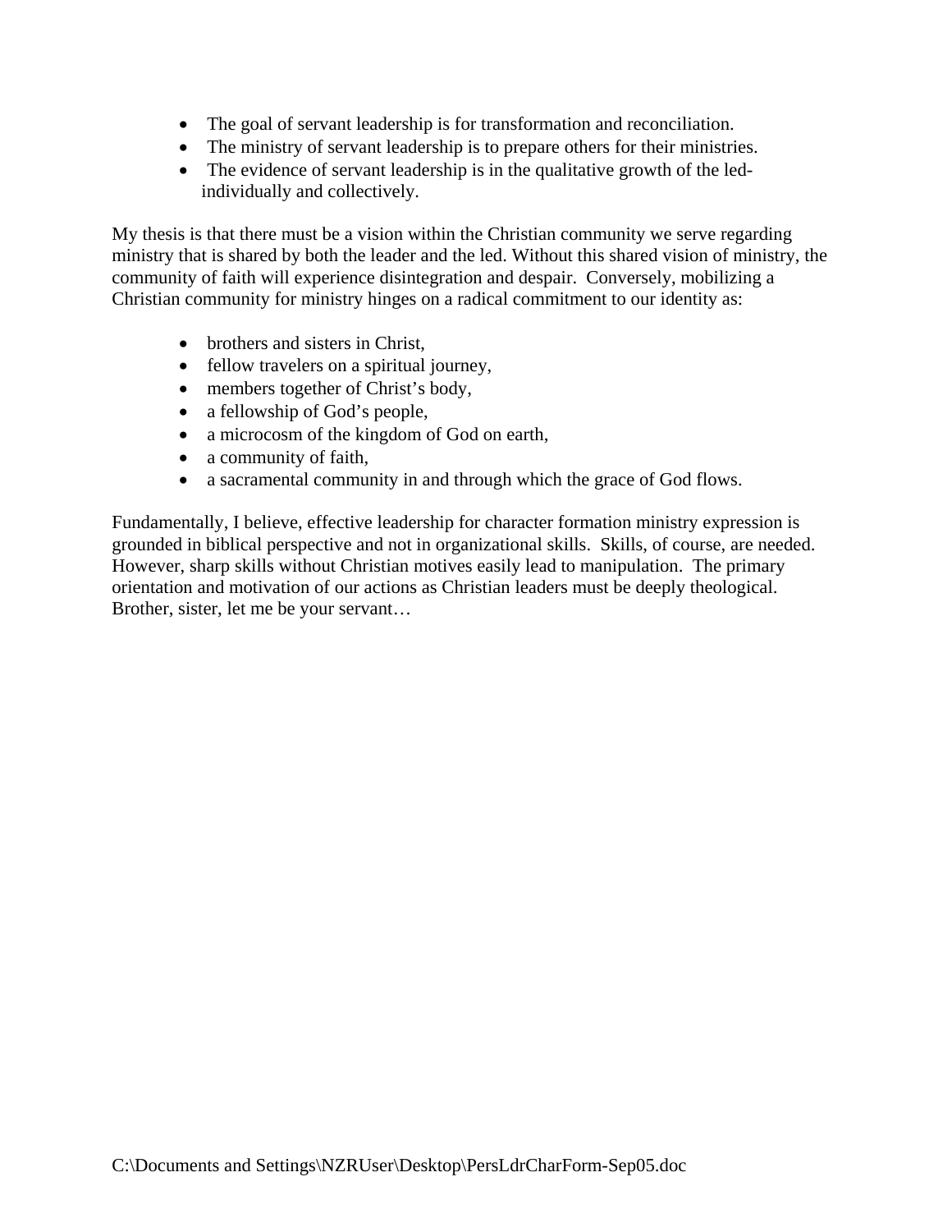- The goal of servant leadership is for transformation and reconciliation.
- The ministry of servant leadership is to prepare others for their ministries.
- The evidence of servant leadership is in the qualitative growth of the led-individually and collectively.

My thesis is that there must be a vision within the Christian community we serve regarding ministry that is shared by both the leader and the led. Without this shared vision of ministry, the community of faith will experience disintegration and despair. Conversely, mobilizing a Christian community for ministry hinges on a radical commitment to our identity as:

- brothers and sisters in Christ,
- fellow travelers on a spiritual journey,
- members together of Christ's body,
- a fellowship of God's people,
- a microcosm of the kingdom of God on earth,
- a community of faith,
- a sacramental community in and through which the grace of God flows.

Fundamentally, I believe, effective leadership for character formation ministry expression is grounded in biblical perspective and not in organizational skills. Skills, of course, are needed. However, sharp skills without Christian motives easily lead to manipulation. The primary orientation and motivation of our actions as Christian leaders must be deeply theological. Brother, sister, let me be your servant…